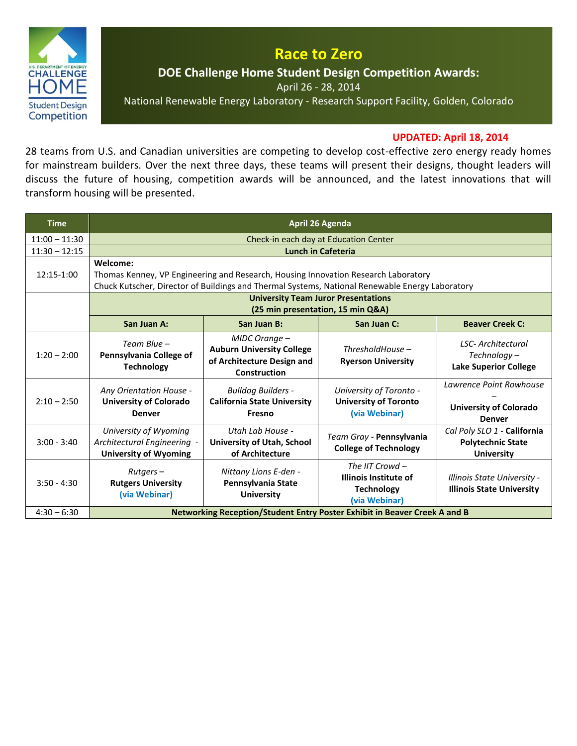U.S. DEPARTMENT OF ENERGY CHALLENGE HOME Student Design Competition

# Race to Zero

## DOE Challenge Home Student Design Competition Awards:

April 26 - 28, 2014

National Renewable Energy Laboratory - Research Support Facility, Golden, Colorado

**UPDATED: April 18, 2014**

28 teams from U.S. and Canadian universities are competing to develop cost-effective zero energy ready homes for mainstream builders. Over the next three days, these teams will present their designs, thought leaders will discuss the future of housing, competition awards will be announced, and the latest innovations that will transform housing will be presented.

| Time | April 26 Agenda | | | |
|---|---|---|---|---|
| 11:00 – 11:30 | Check-in each day at Education Center | | | |
| 11:30 – 12:15 | **Lunch in Cafeteria** | | | |
| 12:15-1:00 | **Welcome:**<br>Thomas Kenney, VP Engineering and Research, Housing Innovation Research Laboratory<br>Chuck Kutscher, Director of Buildings and Thermal Systems, National Renewable Energy Laboratory | | | |
| | **University Team Juror Presentations (25 min presentation, 15 min Q&A)** | | | |
| | **San Juan A:** | **San Juan B:** | **San Juan C:** | **Beaver Creek C:** |
| 1:20 – 2:00 | *Team Blue* – **Pennsylvania College of Technology** | *MIDC Orange* – **Auburn University College of Architecture Design and Construction** | *ThresholdHouse* – **Ryerson University** | *LSC- Architectural Technology* – **Lake Superior College** |
| 2:10 – 2:50 | *Any Orientation House* - **University of Colorado Denver** | *Bulldog Builders* - **California State University Fresno** | *University of Toronto* - **University of Toronto** (via Webinar) | *Lawrence Point Rowhouse* – **University of Colorado Denver** |
| 3:00 - 3:40 | *University of Wyoming Architectural Engineering* - **University of Wyoming** | *Utah Lab House* - **University of Utah, School of Architecture** | *Team Gray* - **Pennsylvania College of Technology** | *Cal Poly SLO 1* - **California Polytechnic State University** |
| 3:50 - 4:30 | *Rutgers* – **Rutgers University** (via Webinar) | *Nittany Lions E-den* - **Pennsylvania State University** | *The IIT Crowd* – **Illinois Institute of Technology** (via Webinar) | *Illinois State University* - **Illinois State University** |
| 4:30 – 6:30 | **Networking Reception/Student Entry Poster Exhibit in Beaver Creek A and B** | | | |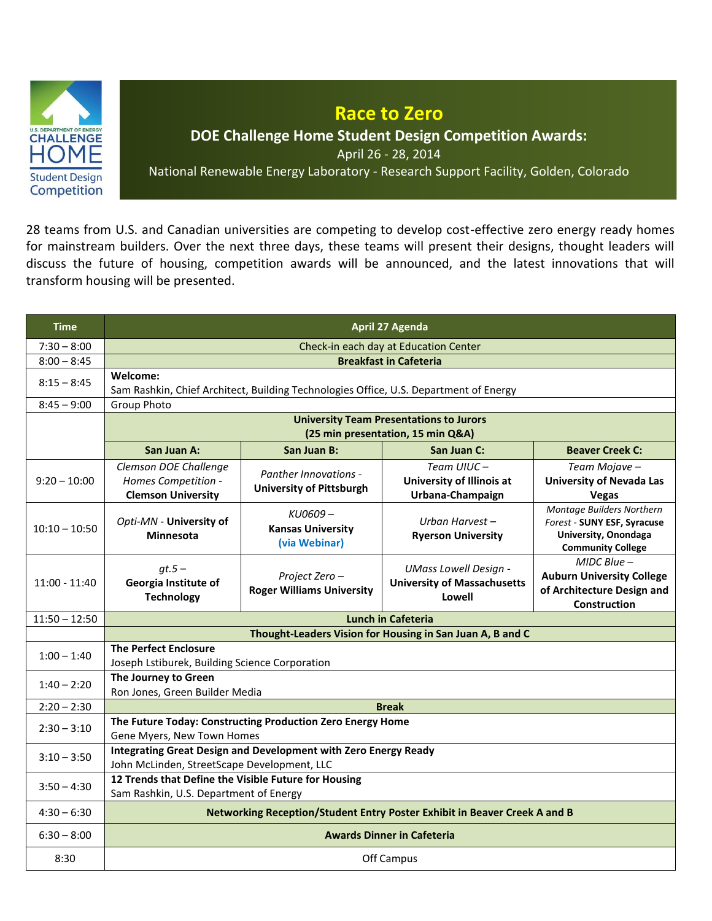U.S. DEPARTMENT OF ENERGY CHALLENGE HOME Student Design Competition

# Race to Zero

## DOE Challenge Home Student Design Competition Awards:

April 26 - 28, 2014

National Renewable Energy Laboratory - Research Support Facility, Golden, Colorado

28 teams from U.S. and Canadian universities are competing to develop cost-effective zero energy ready homes for mainstream builders. Over the next three days, these teams will present their designs, thought leaders will discuss the future of housing, competition awards will be announced, and the latest innovations that will transform housing will be presented.

| Time | April 27 Agenda | | | |
|---|---|---|---|---|
| 7:30 – 8:00 | Check-in each day at Education Center | | | |
| 8:00 – 8:45 | **Breakfast in Cafeteria** | | | |
| 8:15 – 8:45 | **Welcome:** Sam Rashkin, Chief Architect, Building Technologies Office, U.S. Department of Energy | | | |
| 8:45 – 9:00 | Group Photo | | | |
| | **University Team Presentations to Jurors (25 min presentation, 15 min Q&A)** | | | |
| | **San Juan A:** | **San Juan B:** | **San Juan C:** | **Beaver Creek C:** |
| 9:20 – 10:00 | *Clemson DOE Challenge Homes Competition* - **Clemson University** | *Panther Innovations* - **University of Pittsburgh** | *Team UIUC* – **University of Illinois at Urbana-Champaign** | *Team Mojave* – **University of Nevada Las Vegas** |
| 10:10 – 10:50 | *Opti-MN* - **University of Minnesota** | *KU0609* – **Kansas University** (via Webinar) | *Urban Harvest* – **Ryerson University** | *Montage Builders Northern Forest* - **SUNY ESF, Syracuse University, Onondaga Community College** |
| 11:00 - 11:40 | *gt.5* – **Georgia Institute of Technology** | *Project Zero* – **Roger Williams University** | *UMass Lowell Design* - **University of Massachusetts Lowell** | *MIDC Blue* – **Auburn University College of Architecture Design and Construction** |
| 11:50 – 12:50 | **Lunch in Cafeteria** | | | |
| | **Thought-Leaders Vision for Housing in San Juan A, B and C** | | | |
| 1:00 – 1:40 | **The Perfect Enclosure** Joseph Lstiburek, Building Science Corporation | | | |
| 1:40 – 2:20 | **The Journey to Green** Ron Jones, Green Builder Media | | | |
| 2:20 – 2:30 | **Break** | | | |
| 2:30 – 3:10 | **The Future Today: Constructing Production Zero Energy Home** Gene Myers, New Town Homes | | | |
| 3:10 – 3:50 | **Integrating Great Design and Development with Zero Energy Ready** John McLinden, StreetScape Development, LLC | | | |
| 3:50 – 4:30 | **12 Trends that Define the Visible Future for Housing** Sam Rashkin, U.S. Department of Energy | | | |
| 4:30 – 6:30 | **Networking Reception/Student Entry Poster Exhibit in Beaver Creek A and B** | | | |
| 6:30 – 8:00 | **Awards Dinner in Cafeteria** | | | |
| 8:30 | Off Campus | | | |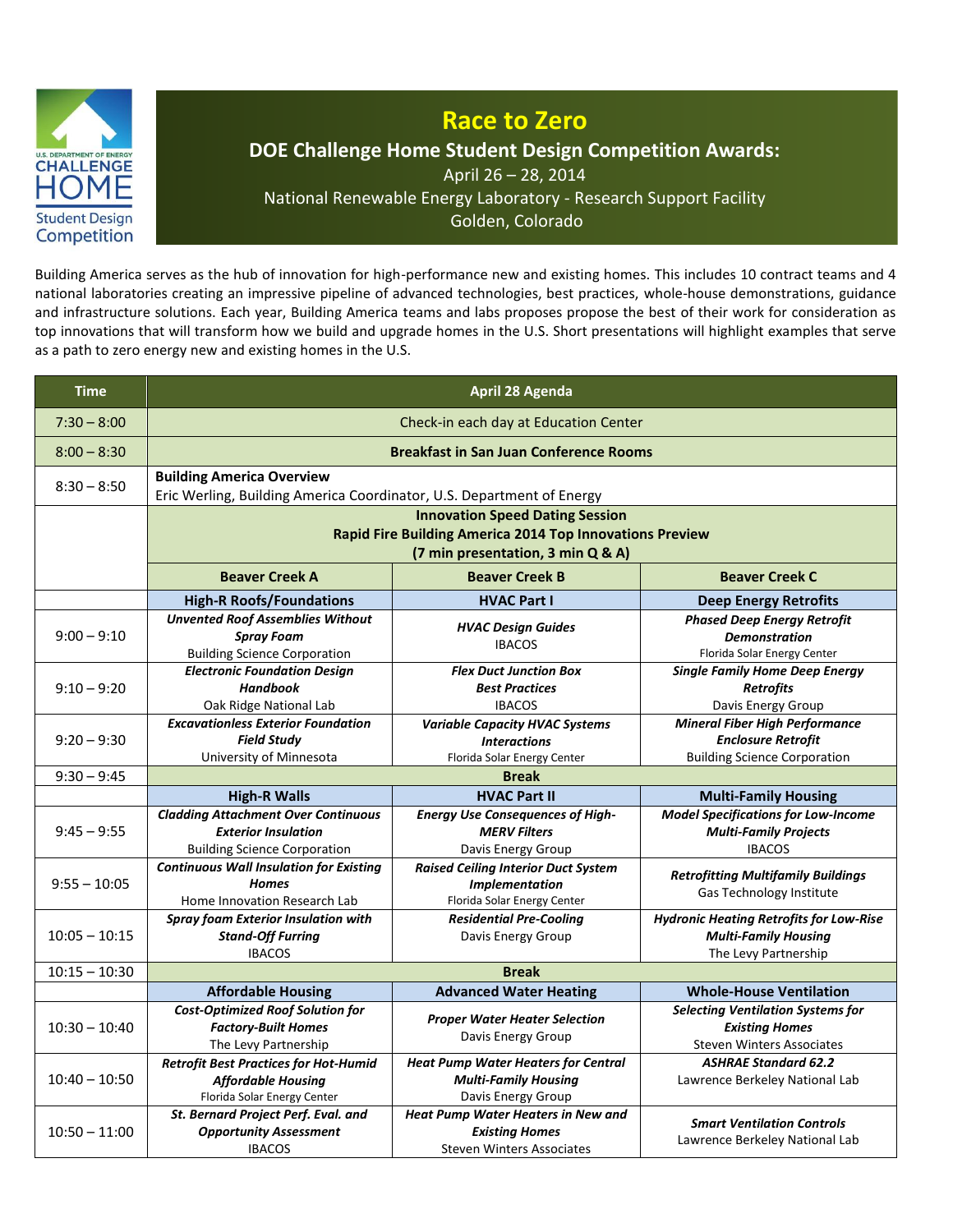U.S. DEPARTMENT OF ENERGY CHALLENGE HOME Student Design Competition

# Race to Zero

## DOE Challenge Home Student Design Competition Awards:

April 26 – 28, 2014

National Renewable Energy Laboratory - Research Support Facility

Golden, Colorado

Building America serves as the hub of innovation for high-performance new and existing homes. This includes 10 contract teams and 4 national laboratories creating an impressive pipeline of advanced technologies, best practices, whole-house demonstrations, guidance and infrastructure solutions. Each year, Building America teams and labs proposes propose the best of their work for consideration as top innovations that will transform how we build and upgrade homes in the U.S. Short presentations will highlight examples that serve as a path to zero energy new and existing homes in the U.S.

| Time | April 28 Agenda | | |
|---|---|---|---|
| 7:30 – 8:00 | Check-in each day at Education Center | | |
| 8:00 – 8:30 | **Breakfast in San Juan Conference Rooms** | | |
| 8:30 – 8:50 | **Building America Overview**<br>Eric Werling, Building America Coordinator, U.S. Department of Energy | | |
| | **Innovation Speed Dating Session**<br>**Rapid Fire Building America 2014 Top Innovations Preview**<br>**(7 min presentation, 3 min Q & A)** | | |
| | **Beaver Creek A** | **Beaver Creek B** | **Beaver Creek C** |
| | **High-R Roofs/Foundations** | **HVAC Part I** | **Deep Energy Retrofits** |
| 9:00 – 9:10 | ***Unvented Roof Assemblies Without Spray Foam***<br>Building Science Corporation | ***HVAC Design Guides***<br>IBACOS | ***Phased Deep Energy Retrofit Demonstration***<br>Florida Solar Energy Center |
| 9:10 – 9:20 | ***Electronic Foundation Design Handbook***<br>Oak Ridge National Lab | ***Flex Duct Junction Box Best Practices***<br>IBACOS | ***Single Family Home Deep Energy Retrofits***<br>Davis Energy Group |
| 9:20 – 9:30 | ***Excavationless Exterior Foundation Field Study***<br>University of Minnesota | ***Variable Capacity HVAC Systems Interactions***<br>Florida Solar Energy Center | ***Mineral Fiber High Performance Enclosure Retrofit***<br>Building Science Corporation |
| 9:30 – 9:45 | **Break** | | |
| | **High-R Walls** | **HVAC Part II** | **Multi-Family Housing** |
| 9:45 – 9:55 | ***Cladding Attachment Over Continuous Exterior Insulation***<br>Building Science Corporation | ***Energy Use Consequences of High-MERV Filters***<br>Davis Energy Group | ***Model Specifications for Low-Income Multi-Family Projects***<br>IBACOS |
| 9:55 – 10:05 | ***Continuous Wall Insulation for Existing Homes***<br>Home Innovation Research Lab | ***Raised Ceiling Interior Duct System Implementation***<br>Florida Solar Energy Center | ***Retrofitting Multifamily Buildings***<br>Gas Technology Institute |
| 10:05 – 10:15 | ***Spray foam Exterior Insulation with Stand-Off Furring***<br>IBACOS | ***Residential Pre-Cooling***<br>Davis Energy Group | ***Hydronic Heating Retrofits for Low-Rise Multi-Family Housing***<br>The Levy Partnership |
| 10:15 – 10:30 | **Break** | | |
| | **Affordable Housing** | **Advanced Water Heating** | **Whole-House Ventilation** |
| 10:30 – 10:40 | ***Cost-Optimized Roof Solution for Factory-Built Homes***<br>The Levy Partnership | ***Proper Water Heater Selection***<br>Davis Energy Group | ***Selecting Ventilation Systems for Existing Homes***<br>Steven Winters Associates |
| 10:40 – 10:50 | ***Retrofit Best Practices for Hot-Humid Affordable Housing***<br>Florida Solar Energy Center | ***Heat Pump Water Heaters for Central Multi-Family Housing***<br>Davis Energy Group | ***ASHRAE Standard 62.2***<br>Lawrence Berkeley National Lab |
| 10:50 – 11:00 | ***St. Bernard Project Perf. Eval. and Opportunity Assessment***<br>IBACOS | ***Heat Pump Water Heaters in New and Existing Homes***<br>Steven Winters Associates | ***Smart Ventilation Controls***<br>Lawrence Berkeley National Lab |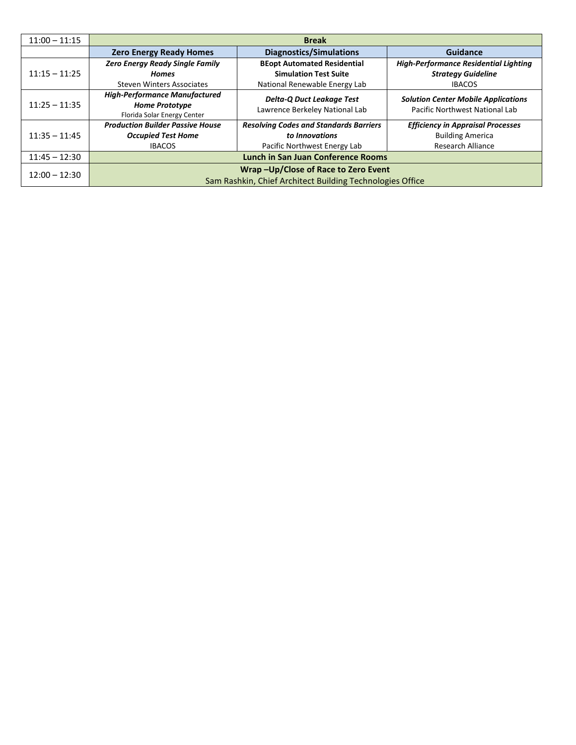| | | | |
|---|---|---|---|
| 11:00 – 11:15 | **Break** | | |
| | **Zero Energy Ready Homes** | **Diagnostics/Simulations** | **Guidance** |
| 11:15 – 11:25 | ***Zero Energy Ready Single Family Homes***<br>Steven Winters Associates | **BEopt Automated Residential Simulation Test Suite**<br>National Renewable Energy Lab | ***High-Performance Residential Lighting Strategy Guideline***<br>IBACOS |
| 11:25 – 11:35 | ***High-Performance Manufactured Home Prototype***<br>Florida Solar Energy Center | ***Delta-Q Duct Leakage Test***<br>Lawrence Berkeley National Lab | ***Solution Center Mobile Applications***<br>Pacific Northwest National Lab |
| 11:35 – 11:45 | ***Production Builder Passive House Occupied Test Home***<br>IBACOS | ***Resolving Codes and Standards Barriers to Innovations***<br>Pacific Northwest Energy Lab | ***Efficiency in Appraisal Processes***<br>Building America Research Alliance |
| 11:45 – 12:30 | **Lunch in San Juan Conference Rooms** | | |
| 12:00 – 12:30 | **Wrap –Up/Close of Race to Zero Event**<br>Sam Rashkin, Chief Architect Building Technologies Office | | |